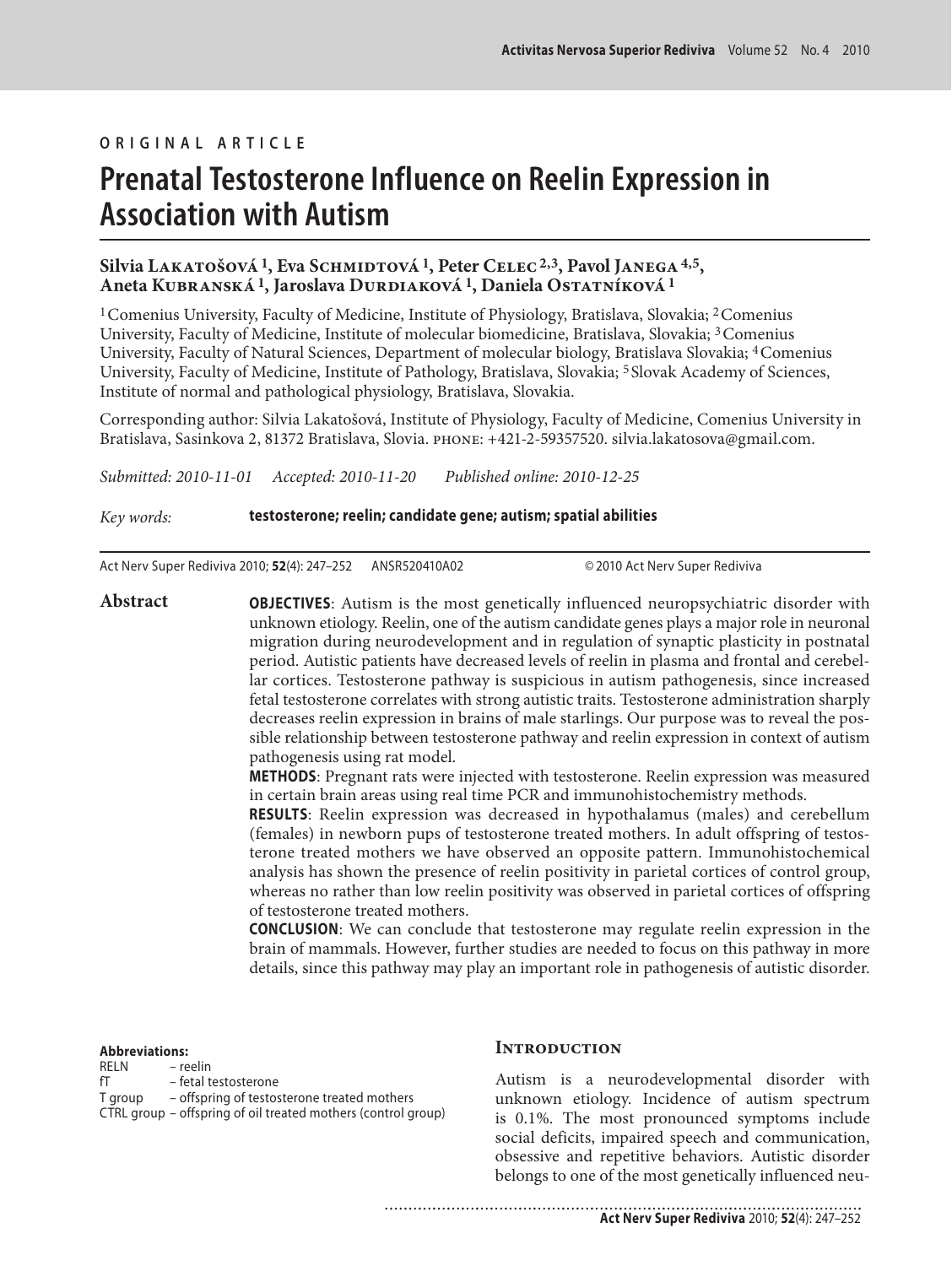ORIGINAL ARTICLE

# Prenatal Testosterone Influence on Reelin Expression in Association with Autism

**Silvia Lakatošová [1], Eva Schmidtová [1], Peter Celec [2,3], Pavol Janega [4,5], Aneta Kubranská [1], Jaroslava Durdiaková [1], Daniela Ostatníková [1]**

[1] Comenius University, Faculty of Medicine, Institute of Physiology, Bratislava, Slovakia; [2] Comenius University, Faculty of Medicine, Institute of molecular biomedicine, Bratislava, Slovakia; [3] Comenius University, Faculty of Natural Sciences, Department of molecular biology, Bratislava Slovakia; [4] Comenius University, Faculty of Medicine, Institute of Pathology, Bratislava, Slovakia; [5] Slovak Academy of Sciences, Institute of normal and pathological physiology, Bratislava, Slovakia.

Corresponding author: Silvia Lakatošová, Institute of Physiology, Faculty of Medicine, Comenius University in Bratislava, Sasinkova 2, 81372 Bratislava, Slovia. PHONE: +421-2-59357520. silvia.lakatosova@gmail.com.

*Submitted: 2010-11-01 Accepted: 2010-11-20 Published online: 2010-12-25*

*Key words:* **testosterone; reelin; candidate gene; autism; spatial abilities**

Act Nerv Super Rediviva 2010; **52**(4): 247–252 ANSR520410A02 © 2010 Act Nerv Super Rediviva

## Abstract

**OBJECTIVES**: Autism is the most genetically influenced neuropsychiatric disorder with unknown etiology. Reelin, one of the autism candidate genes plays a major role in neuronal migration during neurodevelopment and in regulation of synaptic plasticity in postnatal period. Autistic patients have decreased levels of reelin in plasma and frontal and cerebellar cortices. Testosterone pathway is suspicious in autism pathogenesis, since increased fetal testosterone correlates with strong autistic traits. Testosterone administration sharply decreases reelin expression in brains of male starlings. Our purpose was to reveal the possible relationship between testosterone pathway and reelin expression in context of autism pathogenesis using rat model.

**METHODS**: Pregnant rats were injected with testosterone. Reelin expression was measured in certain brain areas using real time PCR and immunohistochemistry methods.

**RESULTS**: Reelin expression was decreased in hypothalamus (males) and cerebellum (females) in newborn pups of testosterone treated mothers. In adult offspring of testosterone treated mothers we have observed an opposite pattern. Immunohistochemical analysis has shown the presence of reelin positivity in parietal cortices of control group, whereas no rather than low reelin positivity was observed in parietal cortices of offspring of testosterone treated mothers.

**CONCLUSION**: We can conclude that testosterone may regulate reelin expression in the brain of mammals. However, further studies are needed to focus on this pathway in more details, since this pathway may play an important role in pathogenesis of autistic disorder.

**Abbreviations:**

RELN – reelin
fT – fetal testosterone
T group – offspring of testosterone treated mothers
CTRL group – offspring of oil treated mothers (control group)

## Introduction

Autism is a neurodevelopmental disorder with unknown etiology. Incidence of autism spectrum is 0.1%. The most pronounced symptoms include social deficits, impaired speech and communication, obsessive and repetitive behaviors. Autistic disorder belongs to one of the most genetically influenced neu-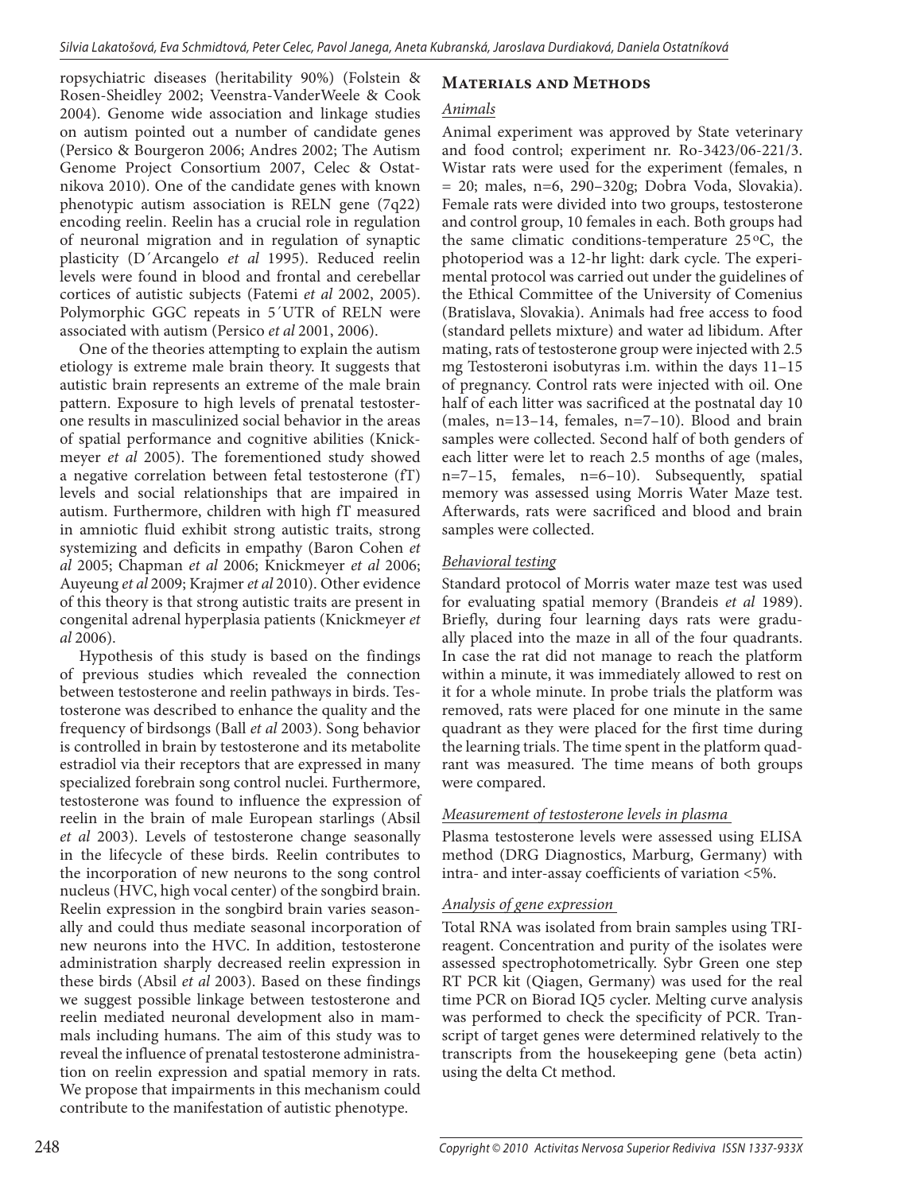ropsychiatric diseases (heritability 90%) (Folstein & Rosen-Sheidley 2002; Veenstra-VanderWeele & Cook 2004). Genome wide association and linkage studies on autism pointed out a number of candidate genes (Persico & Bourgeron 2006; Andres 2002; The Autism Genome Project Consortium 2007, Celec & Ostatnikova 2010). One of the candidate genes with known phenotypic autism association is RELN gene (7q22) encoding reelin. Reelin has a crucial role in regulation of neuronal migration and in regulation of synaptic plasticity (D´Arcangelo *et al* 1995). Reduced reelin levels were found in blood and frontal and cerebellar cortices of autistic subjects (Fatemi *et al* 2002, 2005). Polymorphic GGC repeats in 5´UTR of RELN were associated with autism (Persico *et al* 2001, 2006).

One of the theories attempting to explain the autism etiology is extreme male brain theory. It suggests that autistic brain represents an extreme of the male brain pattern. Exposure to high levels of prenatal testosterone results in masculinized social behavior in the areas of spatial performance and cognitive abilities (Knickmeyer *et al* 2005). The forementioned study showed a negative correlation between fetal testosterone (fT) levels and social relationships that are impaired in autism. Furthermore, children with high fT measured in amniotic fluid exhibit strong autistic traits, strong systemizing and deficits in empathy (Baron Cohen *et al* 2005; Chapman *et al* 2006; Knickmeyer *et al* 2006; Auyeung *et al* 2009; Krajmer *et al* 2010). Other evidence of this theory is that strong autistic traits are present in congenital adrenal hyperplasia patients (Knickmeyer *et al* 2006).

Hypothesis of this study is based on the findings of previous studies which revealed the connection between testosterone and reelin pathways in birds. Testosterone was described to enhance the quality and the frequency of birdsongs (Ball *et al* 2003). Song behavior is controlled in brain by testosterone and its metabolite estradiol via their receptors that are expressed in many specialized forebrain song control nuclei. Furthermore, testosterone was found to influence the expression of reelin in the brain of male European starlings (Absil *et al* 2003). Levels of testosterone change seasonally in the lifecycle of these birds. Reelin contributes to the incorporation of new neurons to the song control nucleus (HVC, high vocal center) of the songbird brain. Reelin expression in the songbird brain varies seasonally and could thus mediate seasonal incorporation of new neurons into the HVC. In addition, testosterone administration sharply decreased reelin expression in these birds (Absil *et al* 2003). Based on these findings we suggest possible linkage between testosterone and reelin mediated neuronal development also in mammals including humans. The aim of this study was to reveal the influence of prenatal testosterone administration on reelin expression and spatial memory in rats. We propose that impairments in this mechanism could contribute to the manifestation of autistic phenotype.

## Materials and Methods

### *Animals*

Animal experiment was approved by State veterinary and food control; experiment nr. Ro-3423/06-221/3. Wistar rats were used for the experiment (females, n = 20; males, n=6, 290–320g; Dobra Voda, Slovakia). Female rats were divided into two groups, testosterone and control group, 10 females in each. Both groups had the same climatic conditions-temperature 25 °C, the photoperiod was a 12-hr light: dark cycle. The experimental protocol was carried out under the guidelines of the Ethical Committee of the University of Comenius (Bratislava, Slovakia). Animals had free access to food (standard pellets mixture) and water ad libidum. After mating, rats of testosterone group were injected with 2.5 mg Testosteroni isobutyras i.m. within the days 11–15 of pregnancy. Control rats were injected with oil. One half of each litter was sacrificed at the postnatal day 10 (males, n=13–14, females, n=7–10). Blood and brain samples were collected. Second half of both genders of each litter were let to reach 2.5 months of age (males, n=7–15, females, n=6–10). Subsequently, spatial memory was assessed using Morris Water Maze test. Afterwards, rats were sacrificed and blood and brain samples were collected.

### *Behavioral testing*

Standard protocol of Morris water maze test was used for evaluating spatial memory (Brandeis *et al* 1989). Briefly, during four learning days rats were gradually placed into the maze in all of the four quadrants. In case the rat did not manage to reach the platform within a minute, it was immediately allowed to rest on it for a whole minute. In probe trials the platform was removed, rats were placed for one minute in the same quadrant as they were placed for the first time during the learning trials. The time spent in the platform quadrant was measured. The time means of both groups were compared.

### *Measurement of testosterone levels in plasma*

Plasma testosterone levels were assessed using ELISA method (DRG Diagnostics, Marburg, Germany) with intra- and inter-assay coefficients of variation <5%.

### *Analysis of gene expression*

Total RNA was isolated from brain samples using TRIreagent. Concentration and purity of the isolates were assessed spectrophotometrically. Sybr Green one step RT PCR kit (Qiagen, Germany) was used for the real time PCR on Biorad IQ5 cycler. Melting curve analysis was performed to check the specificity of PCR. Transcript of target genes were determined relatively to the transcripts from the housekeeping gene (beta actin) using the delta Ct method.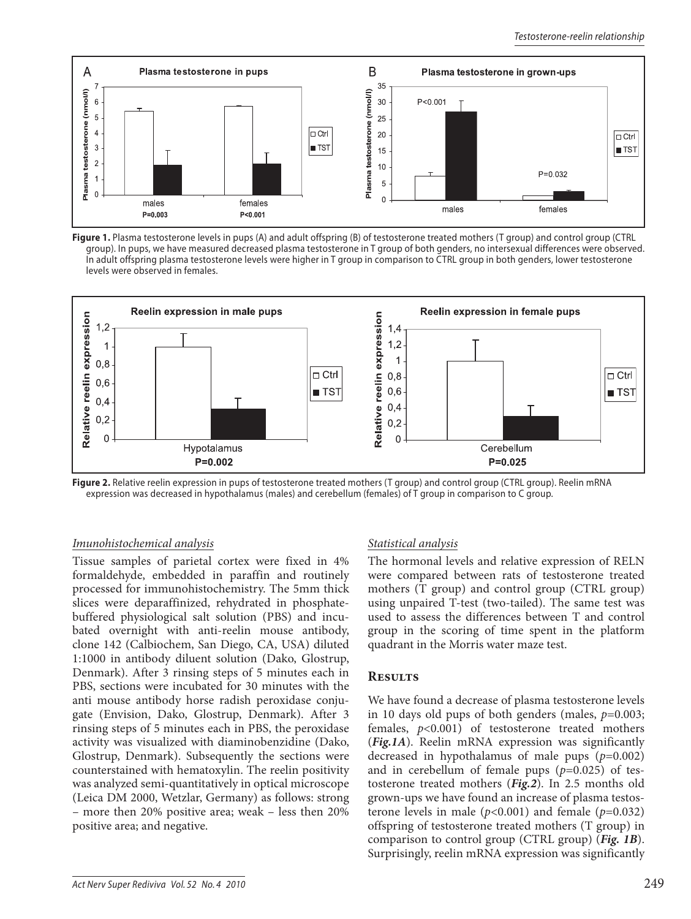**Figure 1.** Plasma testosterone levels in pups (A) and adult offspring (B) of testosterone treated mothers (T group) and control group (CTRL group). In pups, we have measured decreased plasma testosterone in T group of both genders, no intersexual differences were observed. In adult offspring plasma testosterone levels were higher in T group in comparison to CTRL group in both genders, lower testosterone levels were observed in females.

**Figure 2.** Relative reelin expression in pups of testosterone treated mothers (T group) and control group (CTRL group). Reelin mRNA expression was decreased in hypothalamus (males) and cerebellum (females) of T group in comparison to C group.

### *Imunohistochemical analysis*

Tissue samples of parietal cortex were fixed in 4% formaldehyde, embedded in paraffin and routinely processed for immunohistochemistry. The 5mm thick slices were deparaffinized, rehydrated in phosphate-buffered physiological salt solution (PBS) and incubated overnight with anti-reelin mouse antibody, clone 142 (Calbiochem, San Diego, CA, USA) diluted 1:1000 in antibody diluent solution (Dako, Glostrup, Denmark). After 3 rinsing steps of 5 minutes each in PBS, sections were incubated for 30 minutes with the anti mouse antibody horse radish peroxidase conjugate (Envision, Dako, Glostrup, Denmark). After 3 rinsing steps of 5 minutes each in PBS, the peroxidase activity was visualized with diaminobenzidine (Dako, Glostrup, Denmark). Subsequently the sections were counterstained with hematoxylin. The reelin positivity was analyzed semi-quantitatively in optical microscope (Leica DM 2000, Wetzlar, Germany) as follows: strong – more then 20% positive area; weak – less then 20% positive area; and negative.

### *Statistical analysis*

The hormonal levels and relative expression of RELN were compared between rats of testosterone treated mothers (T group) and control group (CTRL group) using unpaired T-test (two-tailed). The same test was used to assess the differences between T and control group in the scoring of time spent in the platform quadrant in the Morris water maze test.

## Results

We have found a decrease of plasma testosterone levels in 10 days old pups of both genders (males, $p=0.003$; females, $p<0.001$) of testosterone treated mothers (***Fig.1A***). Reelin mRNA expression was significantly decreased in hypothalamus of male pups ($p=0.002$) and in cerebellum of female pups ($p=0.025$) of testosterone treated mothers (***Fig.2***). In 2.5 months old grown-ups we have found an increase of plasma testosterone levels in male ($p<0.001$) and female ($p=0.032$) offspring of testosterone treated mothers (T group) in comparison to control group (CTRL group) (***Fig. 1B***). Surprisingly, reelin mRNA expression was significantly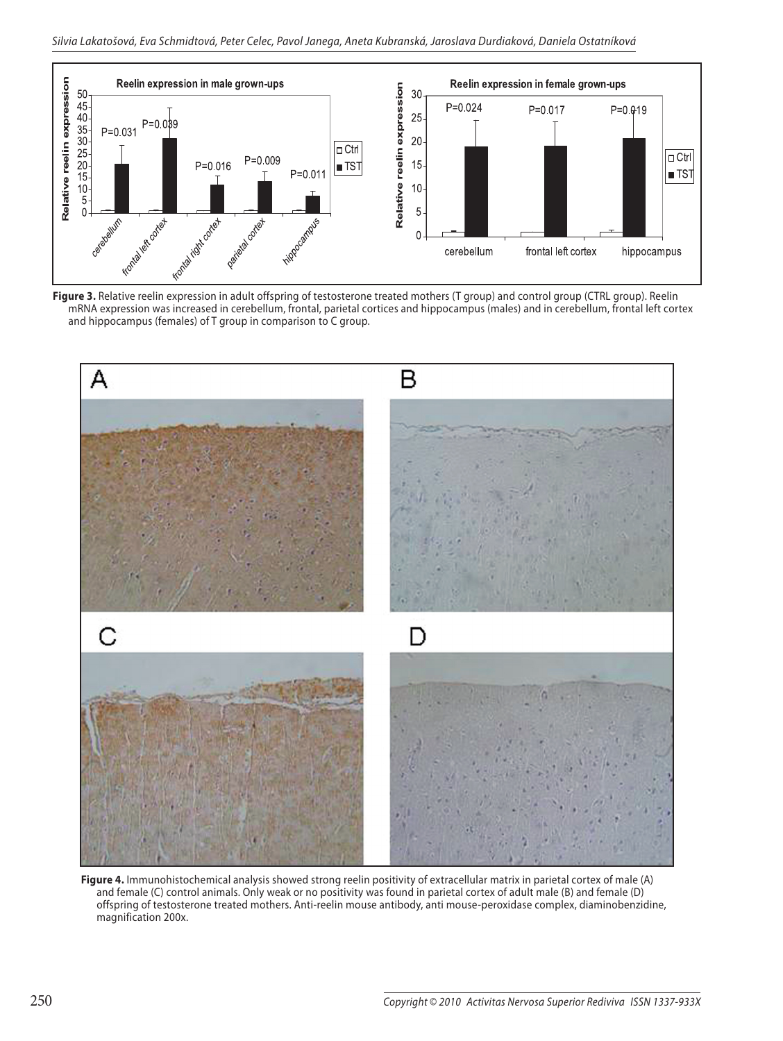**Figure 3.** Relative reelin expression in adult offspring of testosterone treated mothers (T group) and control group (CTRL group). Reelin mRNA expression was increased in cerebellum, frontal, parietal cortices and hippocampus (males) and in cerebellum, frontal left cortex and hippocampus (females) of T group in comparison to C group.

**Figure 4.** Immunohistochemical analysis showed strong reelin positivity of extracellular matrix in parietal cortex of male (A) and female (C) control animals. Only weak or no positivity was found in parietal cortex of adult male (B) and female (D) offspring of testosterone treated mothers. Anti-reelin mouse antibody, anti mouse-peroxidase complex, diaminobenzidine, magnification 200x.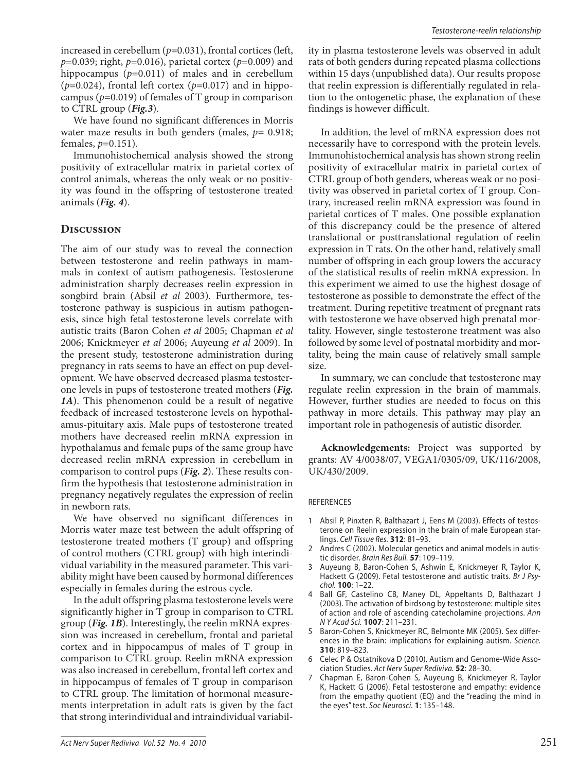increased in cerebellum ($p$=0.031), frontal cortices (left, $p$=0.039; right, $p$=0.016), parietal cortex ($p$=0.009) and hippocampus ($p$=0.011) of males and in cerebellum ($p$=0.024), frontal left cortex ($p$=0.017) and in hippocampus ($p$=0.019) of females of T group in comparison to CTRL group (***Fig.3***).

We have found no significant differences in Morris water maze results in both genders (males, $p$= 0.918; females, $p$=0.151).

Immunohistochemical analysis showed the strong positivity of extracellular matrix in parietal cortex of control animals, whereas the only weak or no positivity was found in the offspring of testosterone treated animals (***Fig. 4***).

## Discussion

The aim of our study was to reveal the connection between testosterone and reelin pathways in mammals in context of autism pathogenesis. Testosterone administration sharply decreases reelin expression in songbird brain (Absil *et al* 2003). Furthermore, testosterone pathway is suspicious in autism pathogenesis, since high fetal testosterone levels correlate with autistic traits (Baron Cohen *et al* 2005; Chapman *et al* 2006; Knickmeyer *et al* 2006; Auyeung *et al* 2009). In the present study, testosterone administration during pregnancy in rats seems to have an effect on pup development. We have observed decreased plasma testosterone levels in pups of testosterone treated mothers (***Fig. 1A***). This phenomenon could be a result of negative feedback of increased testosterone levels on hypothalamus-pituitary axis. Male pups of testosterone treated mothers have decreased reelin mRNA expression in hypothalamus and female pups of the same group have decreased reelin mRNA expression in cerebellum in comparison to control pups (***Fig. 2***). These results confirm the hypothesis that testosterone administration in pregnancy negatively regulates the expression of reelin in newborn rats.

We have observed no significant differences in Morris water maze test between the adult offspring of testosterone treated mothers (T group) and offspring of control mothers (CTRL group) with high interindividual variability in the measured parameter. This variability might have been caused by hormonal differences especially in females during the estrous cycle.

In the adult offspring plasma testosterone levels were significantly higher in T group in comparison to CTRL group (***Fig. 1B***). Interestingly, the reelin mRNA expression was increased in cerebellum, frontal and parietal cortex and in hippocampus of males of T group in comparison to CTRL group. Reelin mRNA expression was also increased in cerebellum, frontal left cortex and in hippocampus of females of T group in comparison to CTRL group. The limitation of hormonal measurements interpretation in adult rats is given by the fact that strong interindividual and intraindividual variability in plasma testosterone levels was observed in adult rats of both genders during repeated plasma collections within 15 days (unpublished data). Our results propose that reelin expression is differentially regulated in relation to the ontogenetic phase, the explanation of these findings is however difficult.

In addition, the level of mRNA expression does not necessarily have to correspond with the protein levels. Immunohistochemical analysis has shown strong reelin positivity of extracellular matrix in parietal cortex of CTRL group of both genders, whereas weak or no positivity was observed in parietal cortex of T group. Contrary, increased reelin mRNA expression was found in parietal cortices of T males. One possible explanation of this discrepancy could be the presence of altered translational or posttranslational regulation of reelin expression in T rats. On the other hand, relatively small number of offspring in each group lowers the accuracy of the statistical results of reelin mRNA expression. In this experiment we aimed to use the highest dosage of testosterone as possible to demonstrate the effect of the treatment. During repetitive treatment of pregnant rats with testosterone we have observed high prenatal mortality. However, single testosterone treatment was also followed by some level of postnatal morbidity and mortality, being the main cause of relatively small sample size.

In summary, we can conclude that testosterone may regulate reelin expression in the brain of mammals. However, further studies are needed to focus on this pathway in more details. This pathway may play an important role in pathogenesis of autistic disorder.

**Acknowledgements:** Project was supported by grants: AV 4/0038/07, VEGA1/0305/09, UK/116/2008, UK/430/2009.

REFERENCES

1. Absil P, Pinxten R, Balthazart J, Eens M (2003). Effects of testosterone on Reelin expression in the brain of male European starlings. *Cell Tissue Res.* **312**: 81–93.
2. Andres C (2002). Molecular genetics and animal models in autistic disorder. *Brain Res Bull.* **57**: 109–119.
3. Auyeung B, Baron-Cohen S, Ashwin E, Knickmeyer R, Taylor K, Hackett G (2009). Fetal testosterone and autistic traits. *Br J Psychol.* **100**: 1–22.
4. Ball GF, Castelino CB, Maney DL, Appeltants D, Balthazart J (2003). The activation of birdsong by testosterone: multiple sites of action and role of ascending catecholamine projections. *Ann N Y Acad Sci.* **1007**: 211–231.
5. Baron-Cohen S, Knickmeyer RC, Belmonte MK (2005). Sex differences in the brain: implications for explaining autism. *Science.* **310**: 819–823.
6. Celec P & Ostatnikova D (2010). Autism and Genome-Wide Association Studies. *Act Nerv Super Rediviva.* **52**: 28–30.
7. Chapman E, Baron-Cohen S, Auyeung B, Knickmeyer R, Taylor K, Hackett G (2006). Fetal testosterone and empathy: evidence from the empathy quotient (EQ) and the "reading the mind in the eyes" test. *Soc Neurosci.* **1**: 135–148.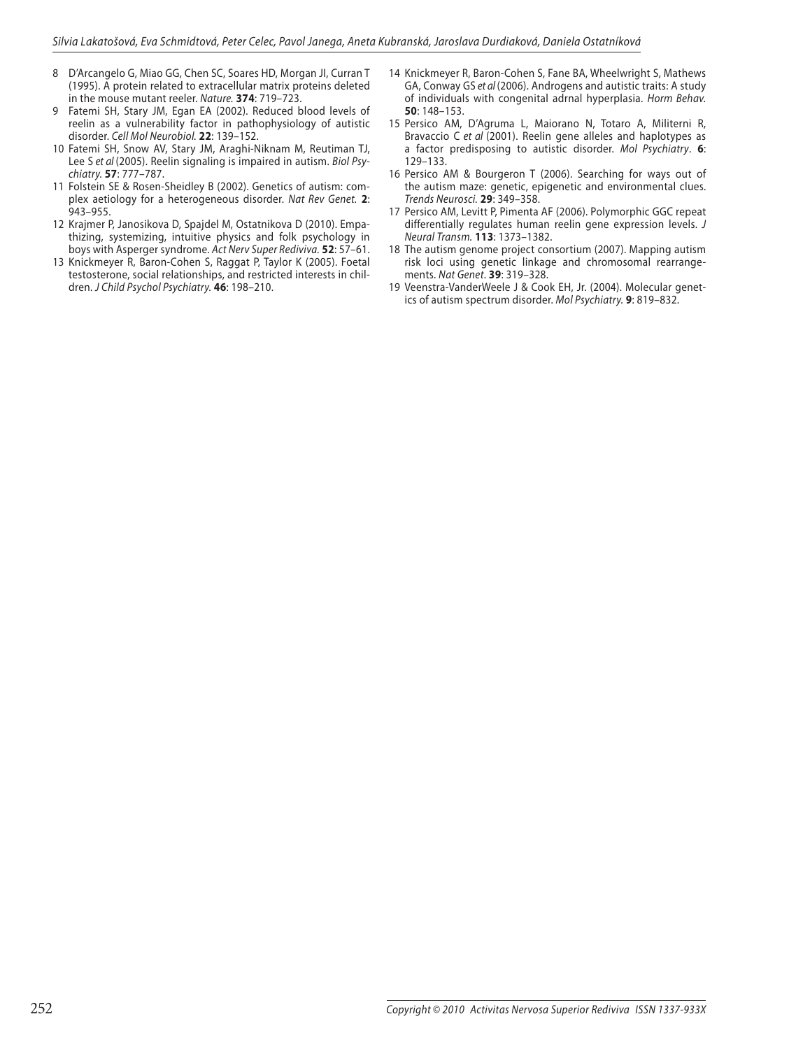8 D'Arcangelo G, Miao GG, Chen SC, Soares HD, Morgan JI, Curran T (1995). A protein related to extracellular matrix proteins deleted in the mouse mutant reeler. *Nature.* **374**: 719–723.

9 Fatemi SH, Stary JM, Egan EA (2002). Reduced blood levels of reelin as a vulnerability factor in pathophysiology of autistic disorder. *Cell Mol Neurobiol.* **22**: 139–152.

10 Fatemi SH, Snow AV, Stary JM, Araghi-Niknam M, Reutiman TJ, Lee S *et al* (2005). Reelin signaling is impaired in autism. *Biol Psychiatry.* **57**: 777–787.

11 Folstein SE & Rosen-Sheidley B (2002). Genetics of autism: complex aetiology for a heterogeneous disorder. *Nat Rev Genet.* **2**: 943–955.

12 Krajmer P, Janosikova D, Spajdel M, Ostatnikova D (2010). Empathizing, systemizing, intuitive physics and folk psychology in boys with Asperger syndrome. *Act Nerv Super Rediviva.* **52**: 57–61.

13 Knickmeyer R, Baron-Cohen S, Raggat P, Taylor K (2005). Foetal testosterone, social relationships, and restricted interests in children. *J Child Psychol Psychiatry.* **46**: 198–210.

14 Knickmeyer R, Baron-Cohen S, Fane BA, Wheelwright S, Mathews GA, Conway GS *et al* (2006). Androgens and autistic traits: A study of individuals with congenital adrnal hyperplasia. *Horm Behav.* **50**: 148–153.

15 Persico AM, D'Agruma L, Maiorano N, Totaro A, Militerni R, Bravaccio C *et al* (2001). Reelin gene alleles and haplotypes as a factor predisposing to autistic disorder. *Mol Psychiatry*. **6**: 129–133.

16 Persico AM & Bourgeron T (2006). Searching for ways out of the autism maze: genetic, epigenetic and environmental clues. *Trends Neurosci.* **29**: 349–358.

17 Persico AM, Levitt P, Pimenta AF (2006). Polymorphic GGC repeat differentially regulates human reelin gene expression levels. *J Neural Transm.* **113**: 1373–1382.

18 The autism genome project consortium (2007). Mapping autism risk loci using genetic linkage and chromosomal rearrangements. *Nat Genet*. **39**: 319–328.

19 Veenstra-VanderWeele J & Cook EH, Jr. (2004). Molecular genetics of autism spectrum disorder. *Mol Psychiatry.* **9**: 819–832.